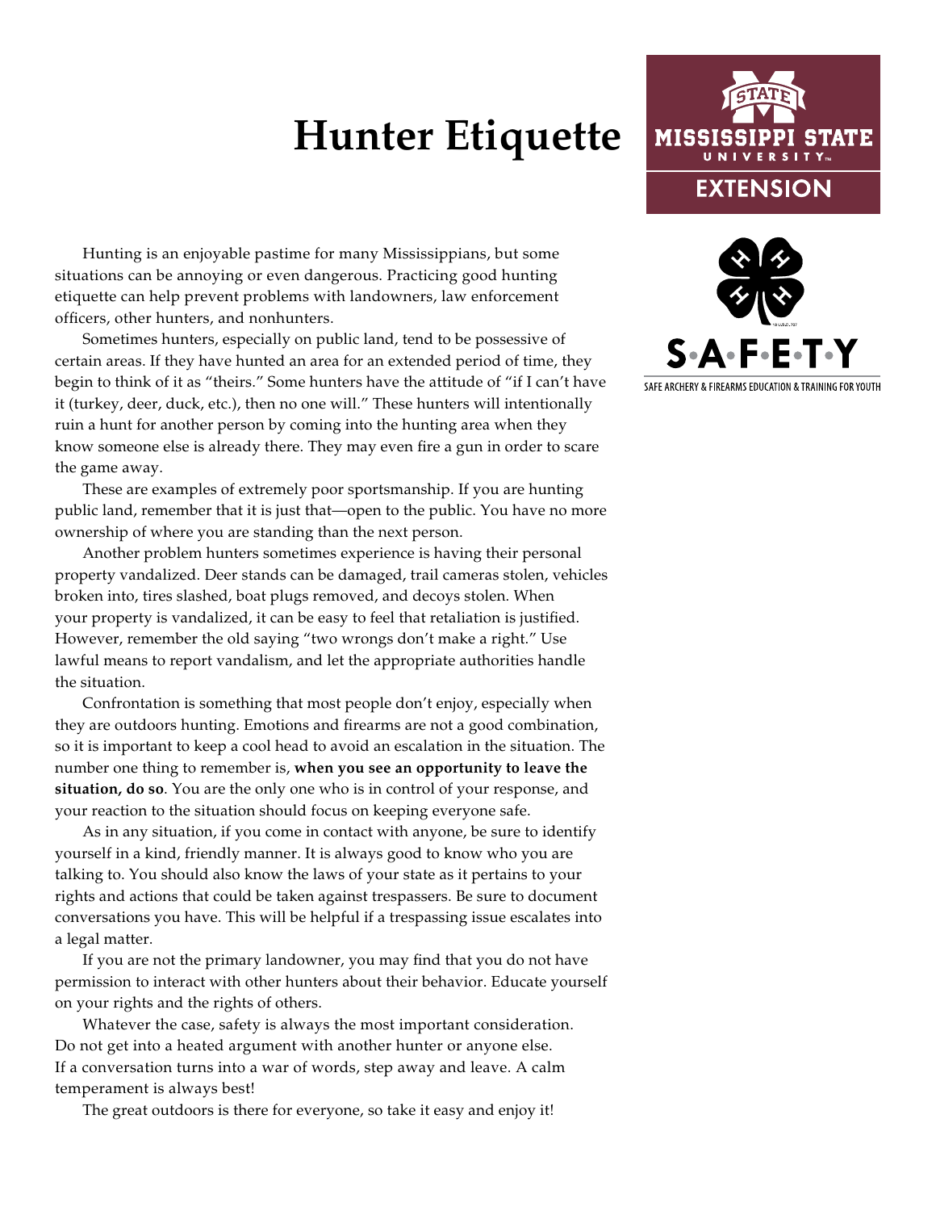# Hunter Etiquette

Hunting is an enjoyable pastime for many Mississippians, but some situations can be annoying or even dangerous. Practicing good hunting etiquette can help prevent problems with landowners, law enforcement officers, other hunters, and nonhunters.

Sometimes hunters, especially on public land, tend to be possessive of certain areas. If they have hunted an area for an extended period of time, they begin to think of it as "theirs." Some hunters have the attitude of "if I can't have it (turkey, deer, duck, etc.), then no one will." These hunters will intentionally ruin a hunt for another person by coming into the hunting area when they know someone else is already there. They may even fire a gun in order to scare the game away.

These are examples of extremely poor sportsmanship. If you are hunting public land, remember that it is just that—open to the public. You have no more ownership of where you are standing than the next person.

Another problem hunters sometimes experience is having their personal property vandalized. Deer stands can be damaged, trail cameras stolen, vehicles broken into, tires slashed, boat plugs removed, and decoys stolen. When your property is vandalized, it can be easy to feel that retaliation is justified. However, remember the old saying "two wrongs don't make a right." Use lawful means to report vandalism, and let the appropriate authorities handle the situation.

Confrontation is something that most people don't enjoy, especially when they are outdoors hunting. Emotions and firearms are not a good combination, so it is important to keep a cool head to avoid an escalation in the situation. The number one thing to remember is, **when you see an opportunity to leave the situation, do so**. You are the only one who is in control of your response, and your reaction to the situation should focus on keeping everyone safe.

As in any situation, if you come in contact with anyone, be sure to identify yourself in a kind, friendly manner. It is always good to know who you are talking to. You should also know the laws of your state as it pertains to your rights and actions that could be taken against trespassers. Be sure to document conversations you have. This will be helpful if a trespassing issue escalates into a legal matter.

If you are not the primary landowner, you may find that you do not have permission to interact with other hunters about their behavior. Educate yourself on your rights and the rights of others.

Whatever the case, safety is always the most important consideration. Do not get into a heated argument with another hunter or anyone else. If a conversation turns into a war of words, step away and leave. A calm temperament is always best!

The great outdoors is there for everyone, so take it easy and enjoy it!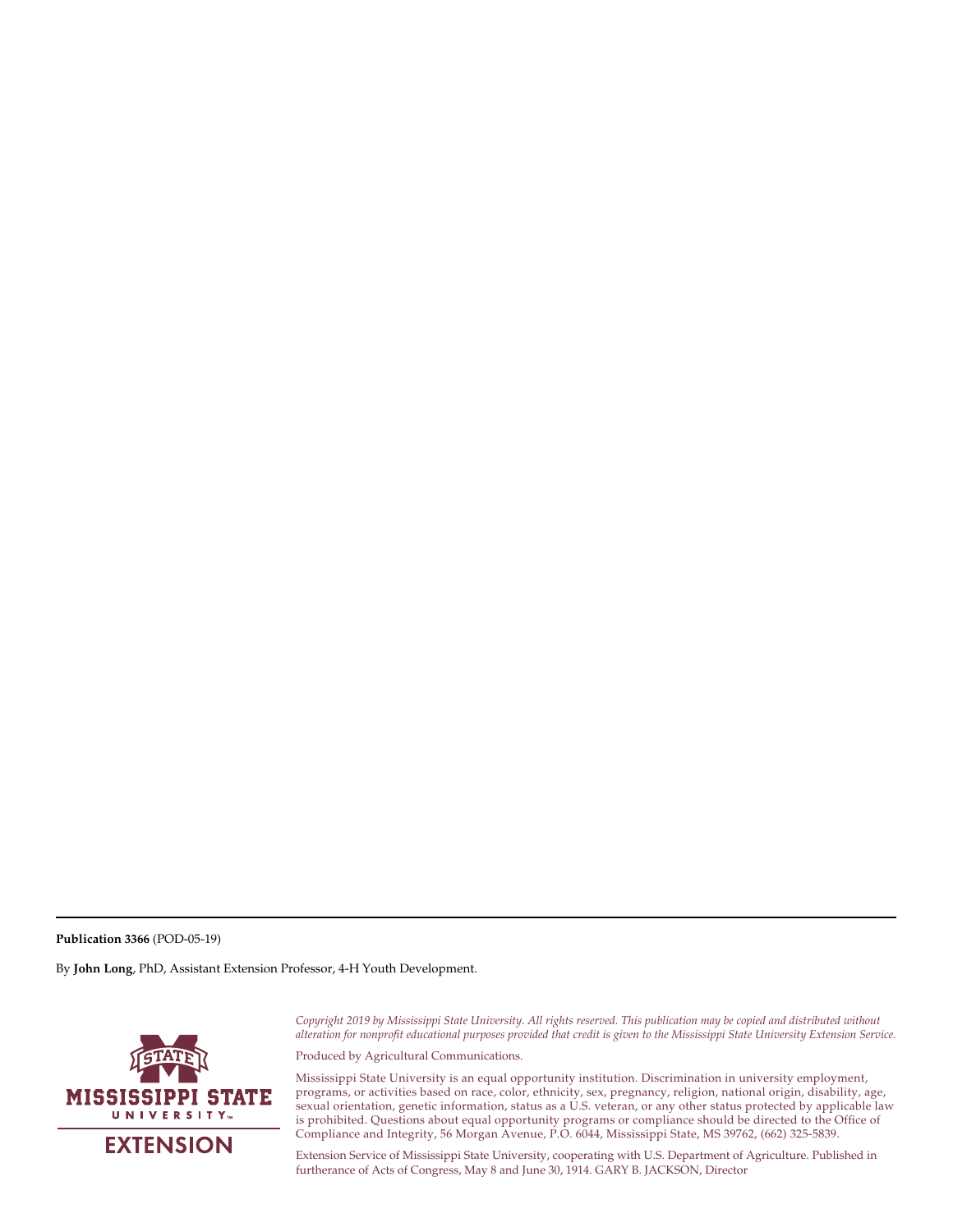**Publication 3366** (POD-05-19)

By **John Long**, PhD, Assistant Extension Professor, 4-H Youth Development.

MISSISSIPPI STATE UNIVERSITY™

EXTENSION

*Copyright 2019 by Mississippi State University. All rights reserved. This publication may be copied and distributed without alteration for nonprofit educational purposes provided that credit is given to the Mississippi State University Extension Service.*

Produced by Agricultural Communications.

Mississippi State University is an equal opportunity institution. Discrimination in university employment, programs, or activities based on race, color, ethnicity, sex, pregnancy, religion, national origin, disability, age, sexual orientation, genetic information, status as a U.S. veteran, or any other status protected by applicable law is prohibited. Questions about equal opportunity programs or compliance should be directed to the Office of Compliance and Integrity, 56 Morgan Avenue, P.O. 6044, Mississippi State, MS 39762, (662) 325-5839.

Extension Service of Mississippi State University, cooperating with U.S. Department of Agriculture. Published in furtherance of Acts of Congress, May 8 and June 30, 1914. GARY B. JACKSON, Director